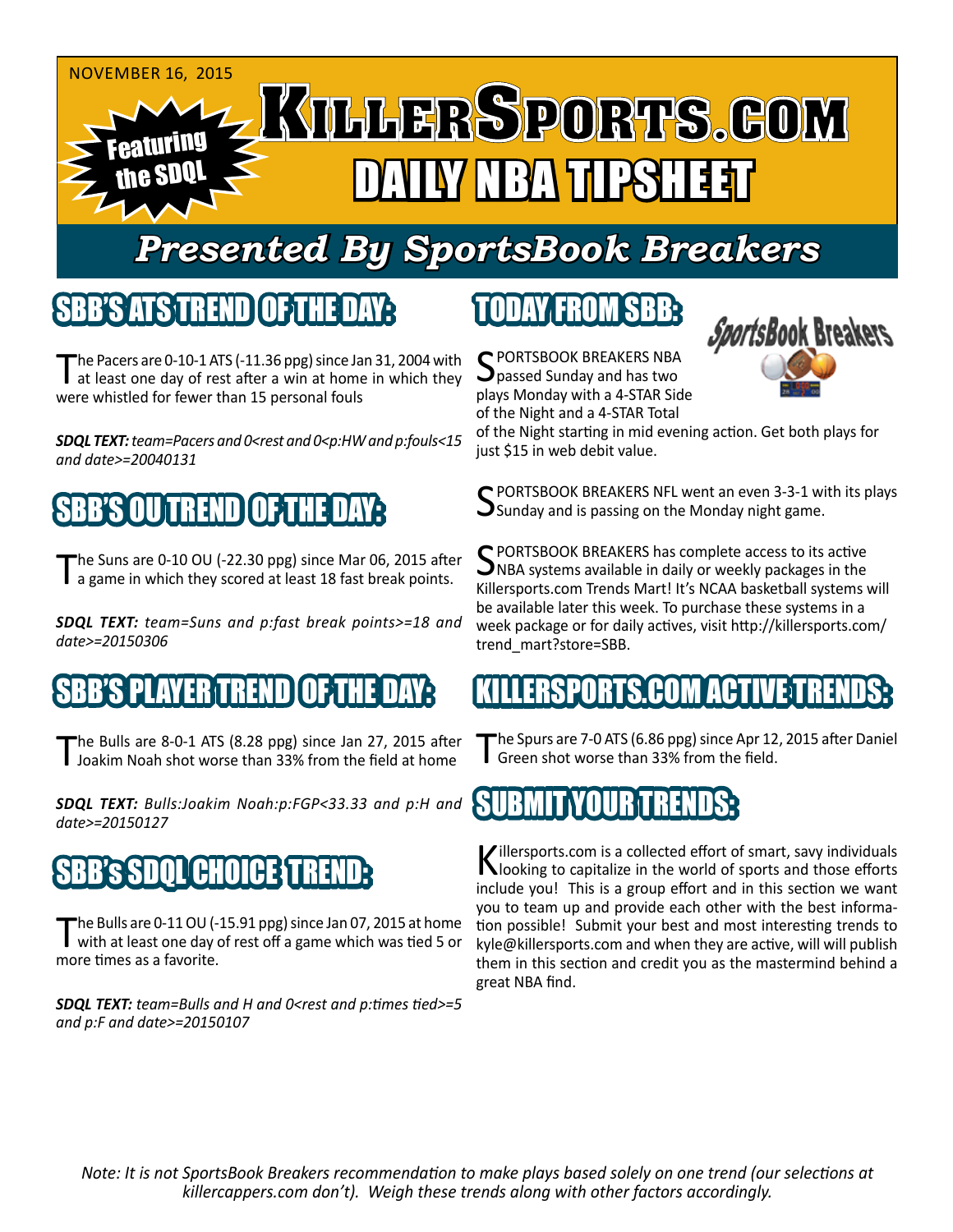NOVEMBER 16, 2015

Featuring the SDQL

# KILLERSPORTS.COM

# DAILY NBA TIPSHEET

## Presented By SportsBook Breakers

## SBB'S ATS TREND OF THE DAY:

The Pacers are 0-10-1 ATS (-11.36 ppg) since Jan 31, 2004 with at least one day of rest after a win at home in which they were whistled for fewer than 15 personal fouls

***SDQL TEXT:** team=Pacers and 0<rest and 0<p:HW and p:fouls<15 and date>=20040131*

## SBB'S OU TREND OF THE DAY:

The Suns are 0-10 OU (-22.30 ppg) since Mar 06, 2015 after a game in which they scored at least 18 fast break points.

***SDQL TEXT:** team=Suns and p:fast break points>=18 and date>=20150306*

## SBB'S PLAYER TREND OF THE DAY:

The Bulls are 8-0-1 ATS (8.28 ppg) since Jan 27, 2015 after Joakim Noah shot worse than 33% from the field at home

***SDQL TEXT:** Bulls:Joakim Noah:p:FGP<33.33 and p:H and date>=20150127*

## SBB's SDQL CHOICE TREND:

The Bulls are 0-11 OU (-15.91 ppg) since Jan 07, 2015 at home with at least one day of rest off a game which was tied 5 or more times as a favorite.

***SDQL TEXT:** team=Bulls and H and 0<rest and p:times tied>=5 and p:F and date>=20150107*

## TODAY FROM SBB:

SportsBook Breakers

SPORTSBOOK BREAKERS NBA passed Sunday and has two plays Monday with a 4-STAR Side of the Night and a 4-STAR Total of the Night starting in mid evening action. Get both plays for just $15 in web debit value.

SPORTSBOOK BREAKERS NFL went an even 3-3-1 with its plays Sunday and is passing on the Monday night game.

SPORTSBOOK BREAKERS has complete access to its active NBA systems available in daily or weekly packages in the Killersports.com Trends Mart! It's NCAA basketball systems will be available later this week. To purchase these systems in a week package or for daily actives, visit http://killersports.com/trend_mart?store=SBB.

## KILLERSPORTS.COM ACTIVE TRENDS:

The Spurs are 7-0 ATS (6.86 ppg) since Apr 12, 2015 after Daniel Green shot worse than 33% from the field.

## SUBMIT YOUR TRENDS:

Killersports.com is a collected effort of smart, savy individuals looking to capitalize in the world of sports and those efforts include you! This is a group effort and in this section we want you to team up and provide each other with the best information possible! Submit your best and most interesting trends to kyle@killersports.com and when they are active, will will publish them in this section and credit you as the mastermind behind a great NBA find.

*Note: It is not SportsBook Breakers recommendation to make plays based solely on one trend (our selections at killercappers.com don't). Weigh these trends along with other factors accordingly.*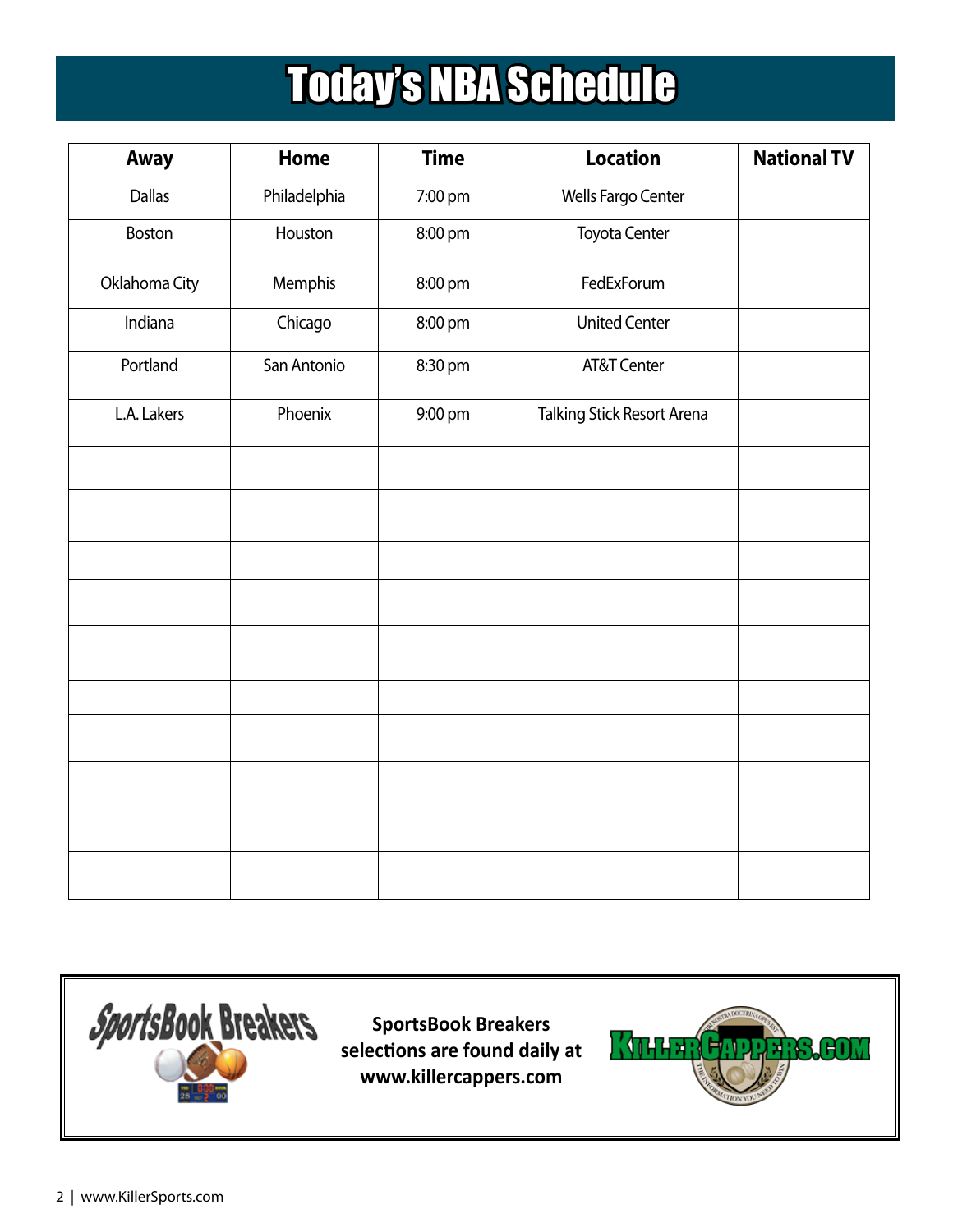# Today's NBA Schedule

| Away | Home | Time | Location | National TV |
|---|---|---|---|---|
| Dallas | Philadelphia | 7:00 pm | Wells Fargo Center | |
| Boston | Houston | 8:00 pm | Toyota Center | |
| Oklahoma City | Memphis | 8:00 pm | FedExForum | |
| Indiana | Chicago | 8:00 pm | United Center | |
| Portland | San Antonio | 8:30 pm | AT&T Center | |
| L.A. Lakers | Phoenix | 9:00 pm | Talking Stick Resort Arena | |
| | | | | |
| | | | | |
| | | | | |
| | | | | |
| | | | | |
| | | | | |
| | | | | |
| | | | | |
| | | | | |
| | | | | |

SportsBook Breakers

**SportsBook Breakers selections are found daily at www.killercappers.com**

KILLERCAPPERS.COM

2 | www.KillerSports.com